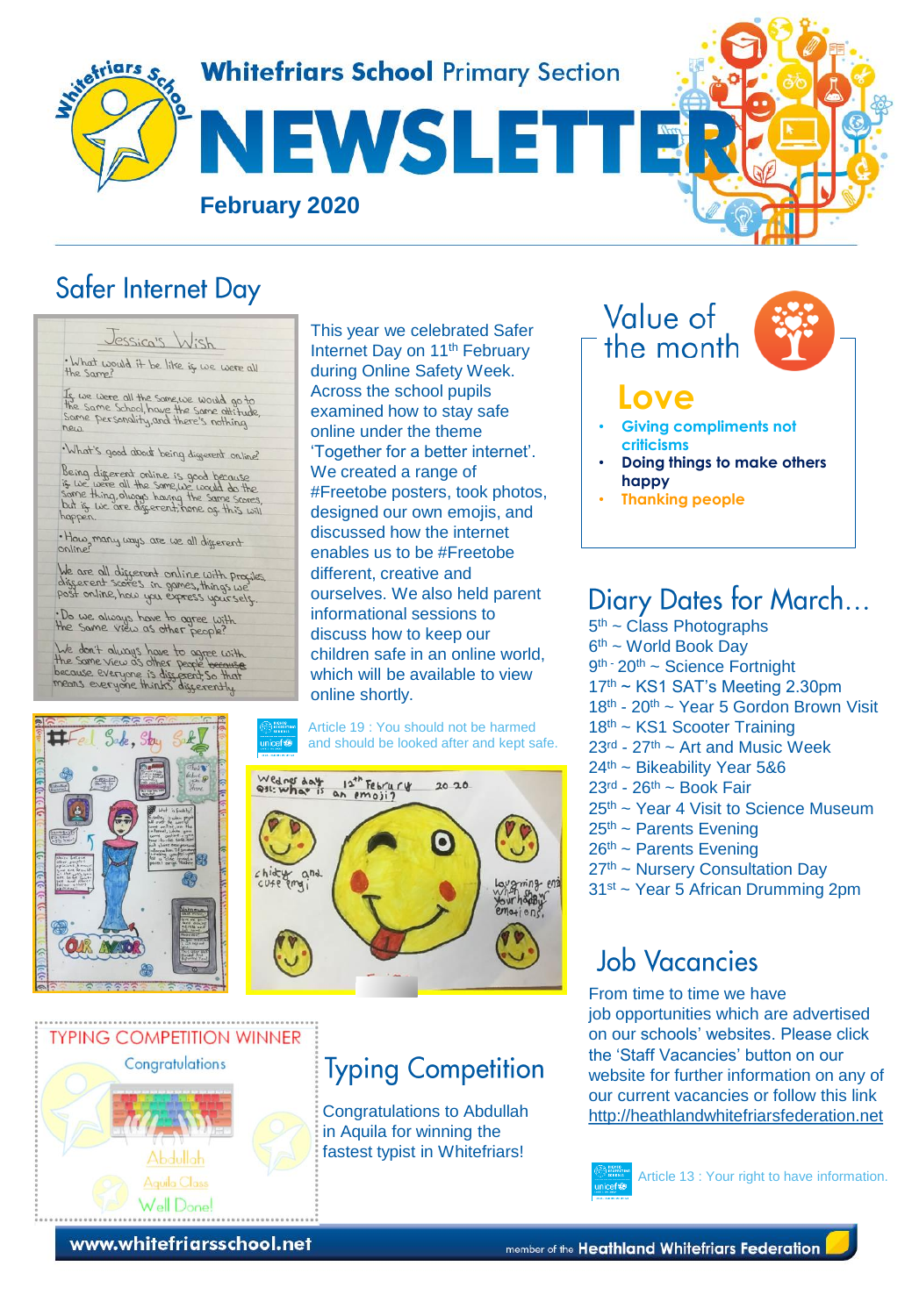# Whitefriars School Primary Section NEWSLETTER

**February 2020**

## Safer Internet Day

This year we celebrated Safer Internet Day on 11th February during Online Safety Week. Across the school pupils examined how to stay safe online under the theme 'Together for a better internet'. We created a range of #Freetobe posters, took photos, designed our own emojis, and discussed how the internet enables us to be #Freetobe different, creative and ourselves. We also held parent informational sessions to discuss how to keep our children safe in an online world, which will be available to view online shortly.

Article 19 : You should not be harmed and should be looked after and kept safe.

## Typing Competition

Congratulations to Abdullah in Aquila for winning the fastest typist in Whitefriars!

## Value of the month

### Love

- Giving compliments not criticisms
- Doing things to make others happy
- Thanking people

## Diary Dates for March…

- 5th ~ Class Photographs
- 6th ~ World Book Day
- 9th - 20th ~ Science Fortnight
- 17th ~ KS1 SAT's Meeting 2.30pm
- 18th - 20th ~ Year 5 Gordon Brown Visit
- 18th ~ KS1 Scooter Training
- 23rd - 27th ~ Art and Music Week
- 24th ~ Bikeability Year 5&6
- 23rd - 26th ~ Book Fair
- 25th ~ Year 4 Visit to Science Museum
- 25th ~ Parents Evening
- 26th ~ Parents Evening
- 27th ~ Nursery Consultation Day
- 31st ~ Year 5 African Drumming 2pm

## Job Vacancies

From time to time we have job opportunities which are advertised on our schools' websites. Please click the 'Staff Vacancies' button on our website for further information on any of our current vacancies or follow this link http://heathlandwhitefriarsfederation.net

Article 13 : Your right to have information.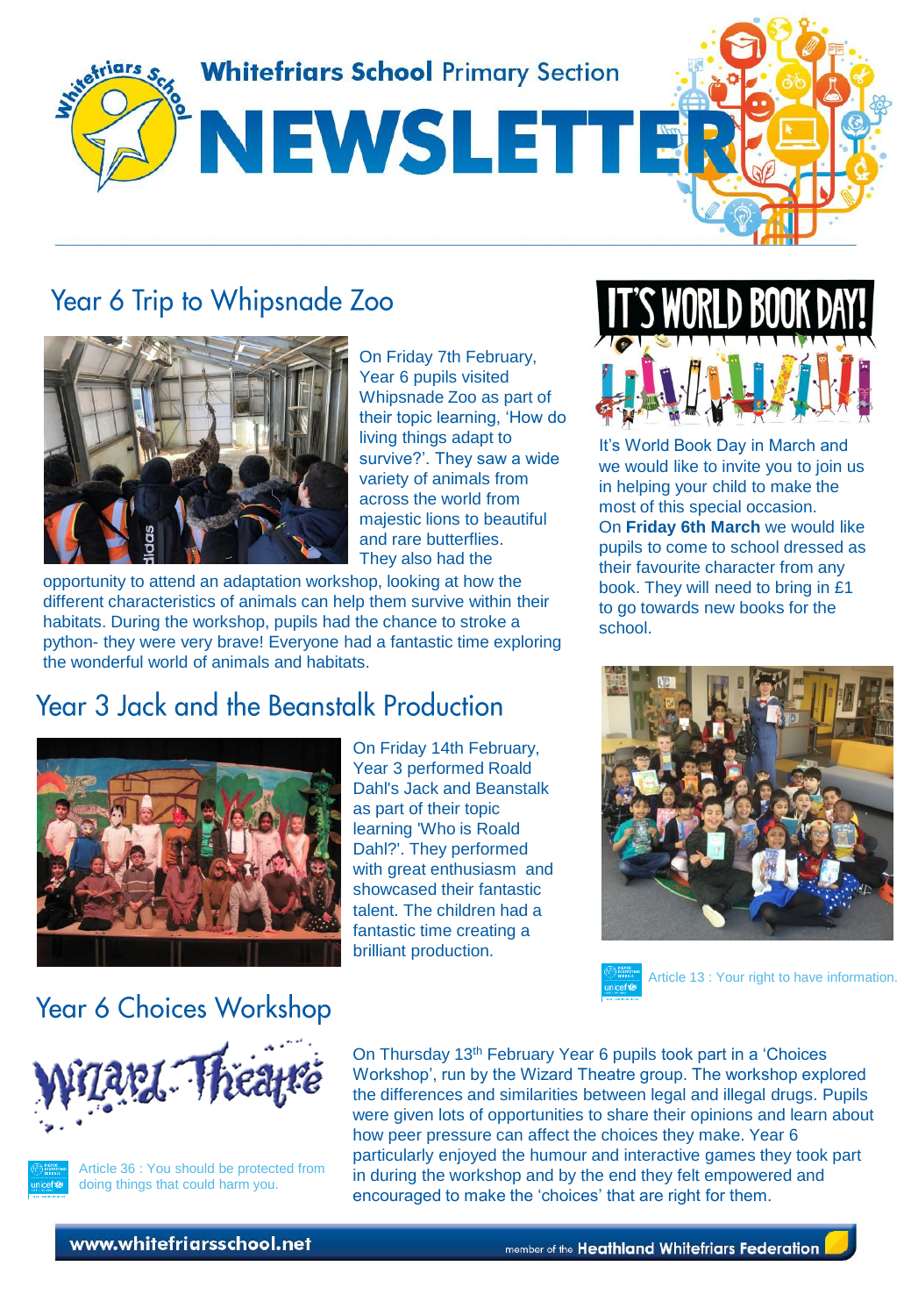# Whitefriars School Primary Section NEWSLETTER

## Year 6 Trip to Whipsnade Zoo

On Friday 7th February, Year 6 pupils visited Whipsnade Zoo as part of their topic learning, 'How do living things adapt to survive?'. They saw a wide variety of animals from across the world from majestic lions to beautiful and rare butterflies. They also had the opportunity to attend an adaptation workshop, looking at how the different characteristics of animals can help them survive within their habitats. During the workshop, pupils had the chance to stroke a python- they were very brave! Everyone had a fantastic time exploring the wonderful world of animals and habitats.

## IT'S WORLD BOOK DAY!

It's World Book Day in March and we would like to invite you to join us in helping your child to make the most of this special occasion. On **Friday 6th March** we would like pupils to come to school dressed as their favourite character from any book. They will need to bring in £1 to go towards new books for the school.

Article 13 : Your right to have information.

## Year 3 Jack and the Beanstalk Production

On Friday 14th February, Year 3 performed Roald Dahl's Jack and Beanstalk as part of their topic learning 'Who is Roald Dahl?'. They performed with great enthusiasm and showcased their fantastic talent. The children had a fantastic time creating a brilliant production.

## Year 6 Choices Workshop

Wizard Theatre

On Thursday 13th February Year 6 pupils took part in a 'Choices Workshop', run by the Wizard Theatre group. The workshop explored the differences and similarities between legal and illegal drugs. Pupils were given lots of opportunities to share their opinions and learn about how peer pressure can affect the choices they make. Year 6 particularly enjoyed the humour and interactive games they took part in during the workshop and by the end they felt empowered and encouraged to make the 'choices' that are right for them.

Article 36 : You should be protected from doing things that could harm you.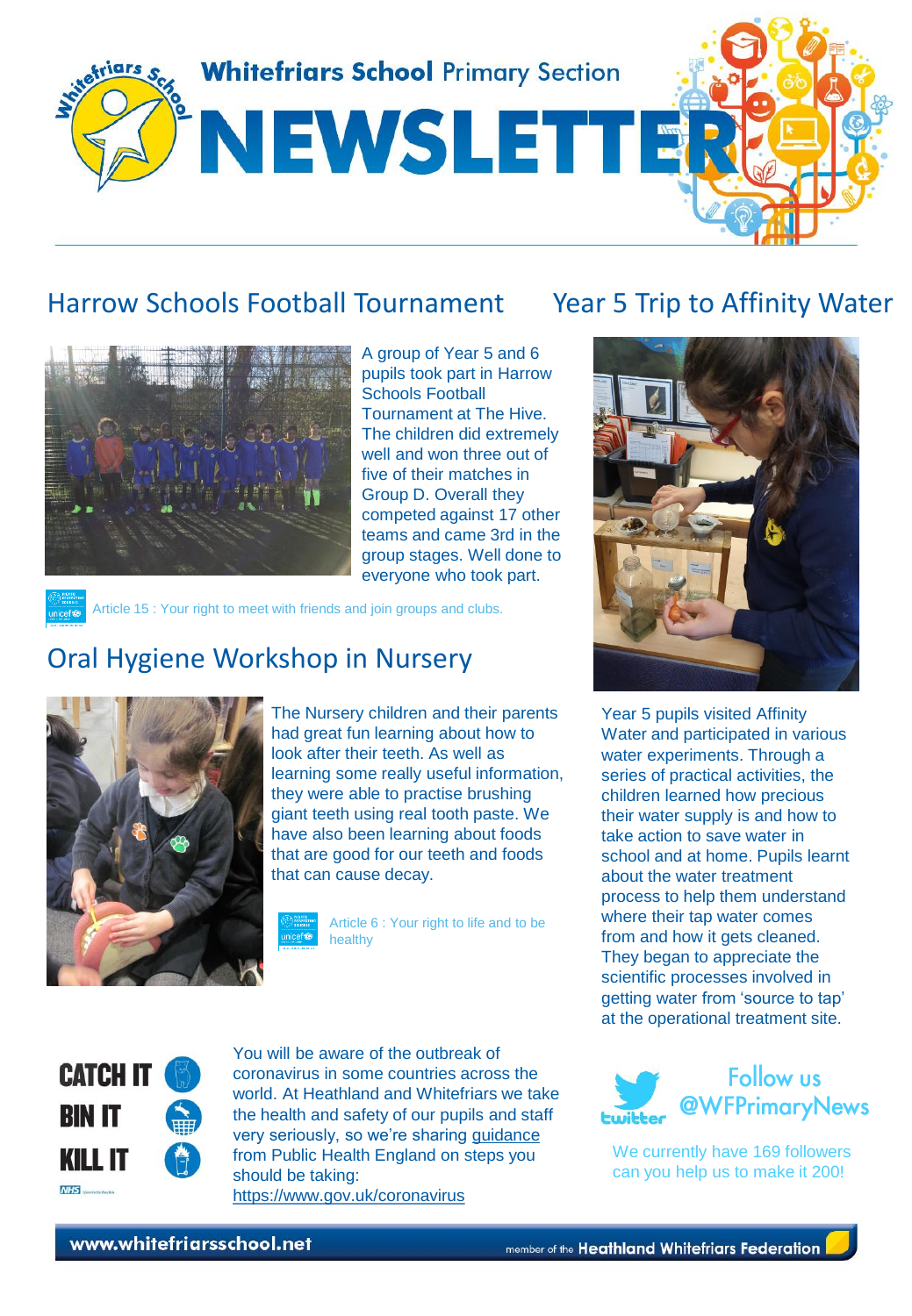# Whitefriars School Primary Section NEWSLETTER

## Harrow Schools Football Tournament

A group of Year 5 and 6 pupils took part in Harrow Schools Football Tournament at The Hive. The children did extremely well and won three out of five of their matches in Group D. Overall they competed against 17 other teams and came 3rd in the group stages. Well done to everyone who took part.

Article 15 : Your right to meet with friends and join groups and clubs.

## Oral Hygiene Workshop in Nursery

The Nursery children and their parents had great fun learning about how to look after their teeth. As well as learning some really useful information, they were able to practise brushing giant teeth using real tooth paste. We have also been learning about foods that are good for our teeth and foods that can cause decay.

Article 6 : Your right to life and to be healthy

## Year 5 Trip to Affinity Water

Year 5 pupils visited Affinity Water and participated in various water experiments. Through a series of practical activities, the children learned how precious their water supply is and how to take action to save water in school and at home. Pupils learnt about the water treatment process to help them understand where their tap water comes from and how it gets cleaned. They began to appreciate the scientific processes involved in getting water from 'source to tap' at the operational treatment site.

CATCH IT
BIN IT
KILL IT

You will be aware of the outbreak of coronavirus in some countries across the world. At Heathland and Whitefriars we take the health and safety of our pupils and staff very seriously, so we're sharing guidance from Public Health England on steps you should be taking:
https://www.gov.uk/coronavirus

**Follow us @WFPrimaryNews**

We currently have 169 followers can you help us to make it 200!

www.whitefriarsschool.net — member of the Heathland Whitefriars Federation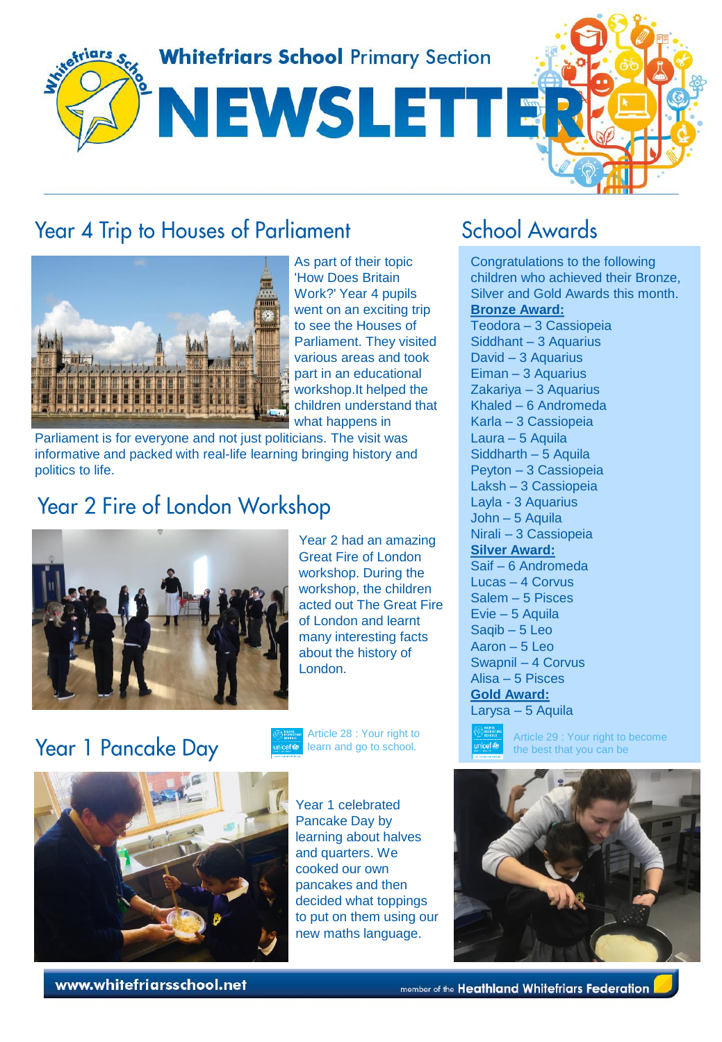# Whitefriars School Primary Section NEWSLETTER

## Year 4 Trip to Houses of Parliament

As part of their topic 'How Does Britain Work?' Year 4 pupils went on an exciting trip to see the Houses of Parliament. They visited various areas and took part in an educational workshop.It helped the children understand that what happens in Parliament is for everyone and not just politicians. The visit was informative and packed with real-life learning bringing history and politics to life.

## Year 2 Fire of London Workshop

Year 2 had an amazing Great Fire of London workshop. During the workshop, the children acted out The Great Fire of London and learnt many interesting facts about the history of London.

## Year 1 Pancake Day

Article 28 : Your right to learn and go to school.

Year 1 celebrated Pancake Day by learning about halves and quarters. We cooked our own pancakes and then decided what toppings to put on them using our new maths language.

## School Awards

Congratulations to the following children who achieved their Bronze, Silver and Gold Awards this month.

**Bronze Award:**

Teodora – 3 Cassiopeia
Siddhant – 3 Aquarius
David – 3 Aquarius
Eiman – 3 Aquarius
Zakariya – 3 Aquarius
Khaled – 6 Andromeda
Karla – 3 Cassiopeia
Laura – 5 Aquila
Siddharth – 5 Aquila
Peyton – 3 Cassiopeia
Laksh – 3 Cassiopeia
Layla - 3 Aquarius
John – 5 Aquila
Nirali – 3 Cassiopeia

**Silver Award:**

Saif – 6 Andromeda
Lucas – 4 Corvus
Salem – 5 Pisces
Evie – 5 Aquila
Saqib – 5 Leo
Aaron – 5 Leo
Swapnil – 4 Corvus
Alisa – 5 Pisces

**Gold Award:**

Larysa – 5 Aquila

Article 29 : Your right to become the best that you can be